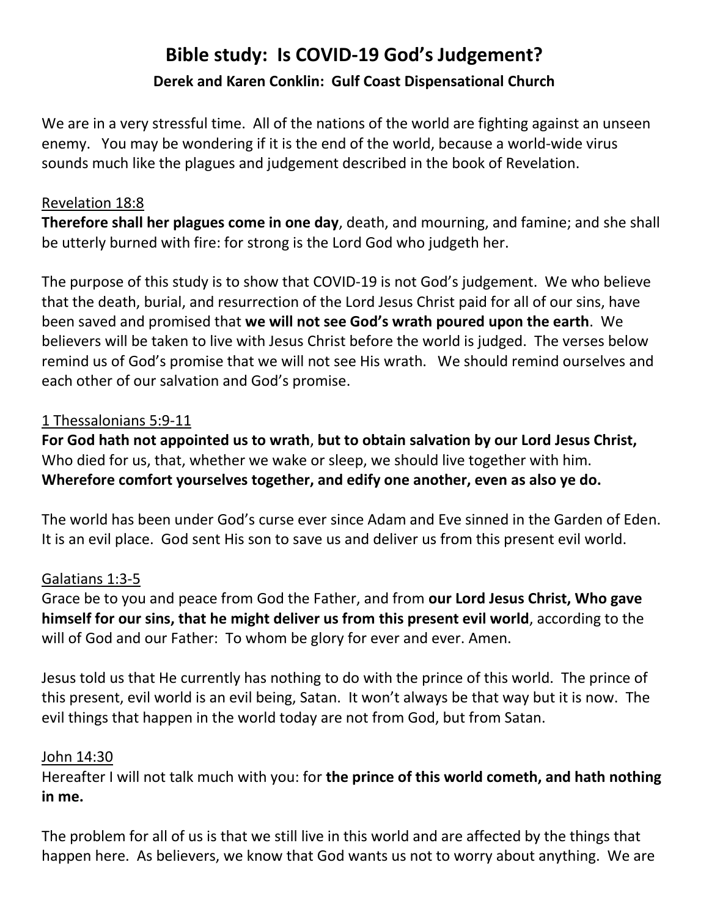# Bible study: Is COVID-19 God's Judgement?

## Derek and Karen Conklin: Gulf Coast Dispensational Church

We are in a very stressful time. All of the nations of the world are fighting against an unseen enemy. You may be wondering if it is the end of the world, because a world-wide virus sounds much like the plagues and judgement described in the book of Revelation.

<u>Revelation 18:8</u>
**Therefore shall her plagues come in one day**, death, and mourning, and famine; and she shall be utterly burned with fire: for strong is the Lord God who judgeth her.

The purpose of this study is to show that COVID-19 is not God's judgement. We who believe that the death, burial, and resurrection of the Lord Jesus Christ paid for all of our sins, have been saved and promised that **we will not see God's wrath poured upon the earth**. We believers will be taken to live with Jesus Christ before the world is judged. The verses below remind us of God's promise that we will not see His wrath. We should remind ourselves and each other of our salvation and God's promise.

<u>1 Thessalonians 5:9-11</u>
**For God hath not appointed us to wrath**, **but to obtain salvation by our Lord Jesus Christ,** Who died for us, that, whether we wake or sleep, we should live together with him. **Wherefore comfort yourselves together, and edify one another, even as also ye do.**

The world has been under God's curse ever since Adam and Eve sinned in the Garden of Eden. It is an evil place. God sent His son to save us and deliver us from this present evil world.

<u>Galatians 1:3-5</u>
Grace be to you and peace from God the Father, and from **our Lord Jesus Christ, Who gave himself for our sins, that he might deliver us from this present evil world**, according to the will of God and our Father: To whom be glory for ever and ever. Amen.

Jesus told us that He currently has nothing to do with the prince of this world. The prince of this present, evil world is an evil being, Satan. It won't always be that way but it is now. The evil things that happen in the world today are not from God, but from Satan.

<u>John 14:30</u>
Hereafter I will not talk much with you: for **the prince of this world cometh, and hath nothing in me.**

The problem for all of us is that we still live in this world and are affected by the things that happen here. As believers, we know that God wants us not to worry about anything. We are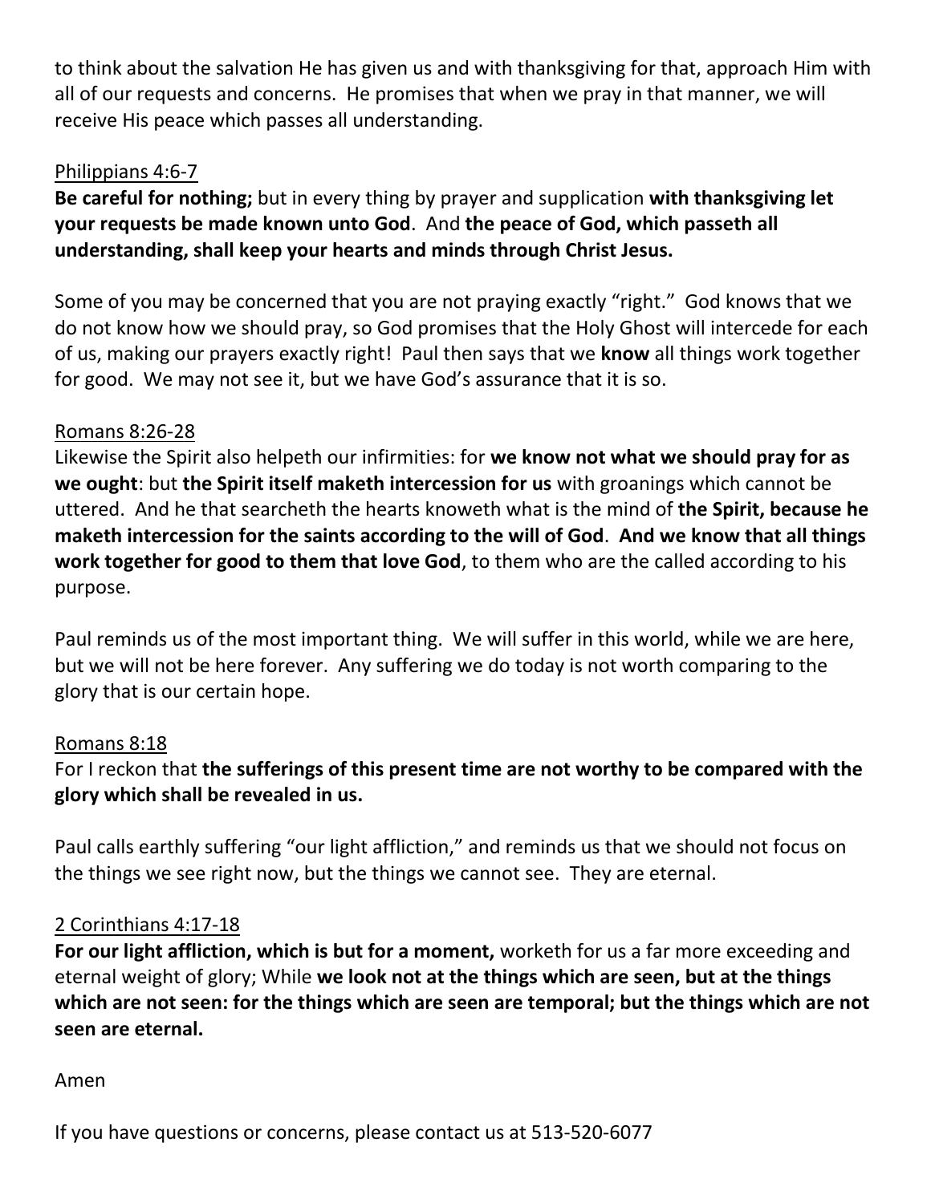to think about the salvation He has given us and with thanksgiving for that, approach Him with all of our requests and concerns. He promises that when we pray in that manner, we will receive His peace which passes all understanding.

<u>Philippians 4:6-7</u>

**Be careful for nothing;** but in every thing by prayer and supplication **with thanksgiving let your requests be made known unto God**. And **the peace of God, which passeth all understanding, shall keep your hearts and minds through Christ Jesus.**

Some of you may be concerned that you are not praying exactly "right." God knows that we do not know how we should pray, so God promises that the Holy Ghost will intercede for each of us, making our prayers exactly right! Paul then says that we **know** all things work together for good. We may not see it, but we have God's assurance that it is so.

<u>Romans 8:26-28</u>

Likewise the Spirit also helpeth our infirmities: for **we know not what we should pray for as we ought**: but **the Spirit itself maketh intercession for us** with groanings which cannot be uttered. And he that searcheth the hearts knoweth what is the mind of **the Spirit, because he maketh intercession for the saints according to the will of God**. **And we know that all things work together for good to them that love God**, to them who are the called according to his purpose.

Paul reminds us of the most important thing. We will suffer in this world, while we are here, but we will not be here forever. Any suffering we do today is not worth comparing to the glory that is our certain hope.

<u>Romans 8:18</u>

For I reckon that **the sufferings of this present time are not worthy to be compared with the glory which shall be revealed in us.**

Paul calls earthly suffering "our light affliction," and reminds us that we should not focus on the things we see right now, but the things we cannot see. They are eternal.

<u>2 Corinthians 4:17-18</u>

**For our light affliction, which is but for a moment,** worketh for us a far more exceeding and eternal weight of glory; While **we look not at the things which are seen, but at the things which are not seen: for the things which are seen are temporal; but the things which are not seen are eternal.**

Amen

If you have questions or concerns, please contact us at 513-520-6077